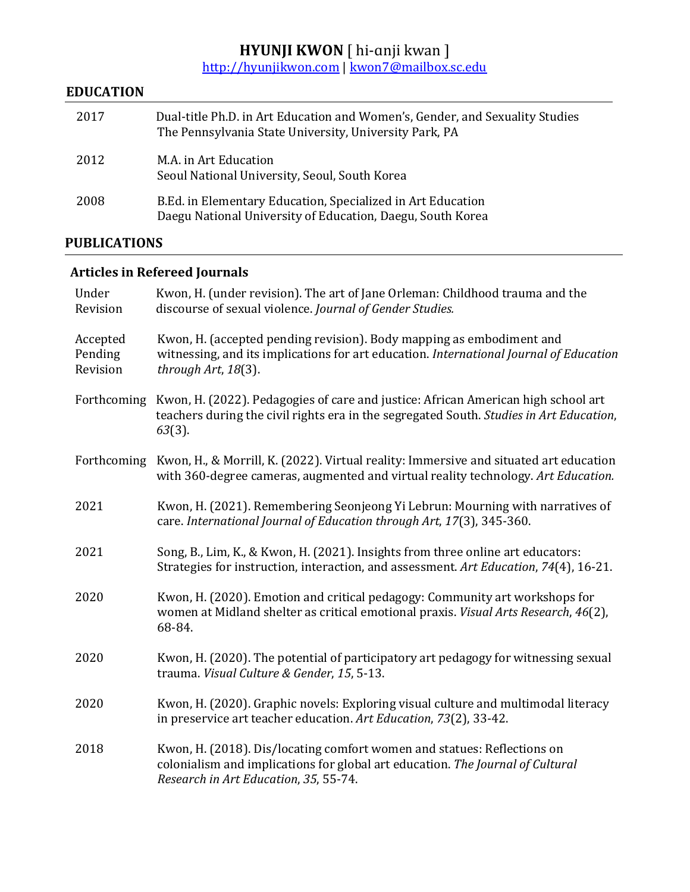# HYUNJI KWON [ hi-ɑnji kwan ]

http://hyunjikwon.com | kwon7@mailbox.sc.edu

## EDUCATION

| | |
|---|---|
| 2017 | Dual-title Ph.D. in Art Education and Women's, Gender, and Sexuality Studies<br>The Pennsylvania State University, University Park, PA |
| 2012 | M.A. in Art Education<br>Seoul National University, Seoul, South Korea |
| 2008 | B.Ed. in Elementary Education, Specialized in Art Education<br>Daegu National University of Education, Daegu, South Korea |

## PUBLICATIONS

### Articles in Refereed Journals

| | |
|---|---|
| Under Revision | Kwon, H. (under revision). The art of Jane Orleman: Childhood trauma and the discourse of sexual violence. *Journal of Gender Studies.* |
| Accepted Pending Revision | Kwon, H. (accepted pending revision). Body mapping as embodiment and witnessing, and its implications for art education. *International Journal of Education through Art*, *18*(3). |
| Forthcoming | Kwon, H. (2022). Pedagogies of care and justice: African American high school art teachers during the civil rights era in the segregated South. *Studies in Art Education*, *63*(3). |
| Forthcoming | Kwon, H., & Morrill, K. (2022). Virtual reality: Immersive and situated art education with 360-degree cameras, augmented and virtual reality technology. *Art Education.* |
| 2021 | Kwon, H. (2021). Remembering Seonjeong Yi Lebrun: Mourning with narratives of care. *International Journal of Education through Art*, *17*(3), 345-360. |
| 2021 | Song, B., Lim, K., & Kwon, H. (2021). Insights from three online art educators: Strategies for instruction, interaction, and assessment. *Art Education*, *74*(4), 16-21. |
| 2020 | Kwon, H. (2020). Emotion and critical pedagogy: Community art workshops for women at Midland shelter as critical emotional praxis. *Visual Arts Research*, *46*(2), 68-84. |
| 2020 | Kwon, H. (2020). The potential of participatory art pedagogy for witnessing sexual trauma. *Visual Culture & Gender*, *15*, 5-13. |
| 2020 | Kwon, H. (2020). Graphic novels: Exploring visual culture and multimodal literacy in preservice art teacher education. *Art Education*, *73*(2), 33-42. |
| 2018 | Kwon, H. (2018). Dis/locating comfort women and statues: Reflections on colonialism and implications for global art education. *The Journal of Cultural Research in Art Education*, *35*, 55-74. |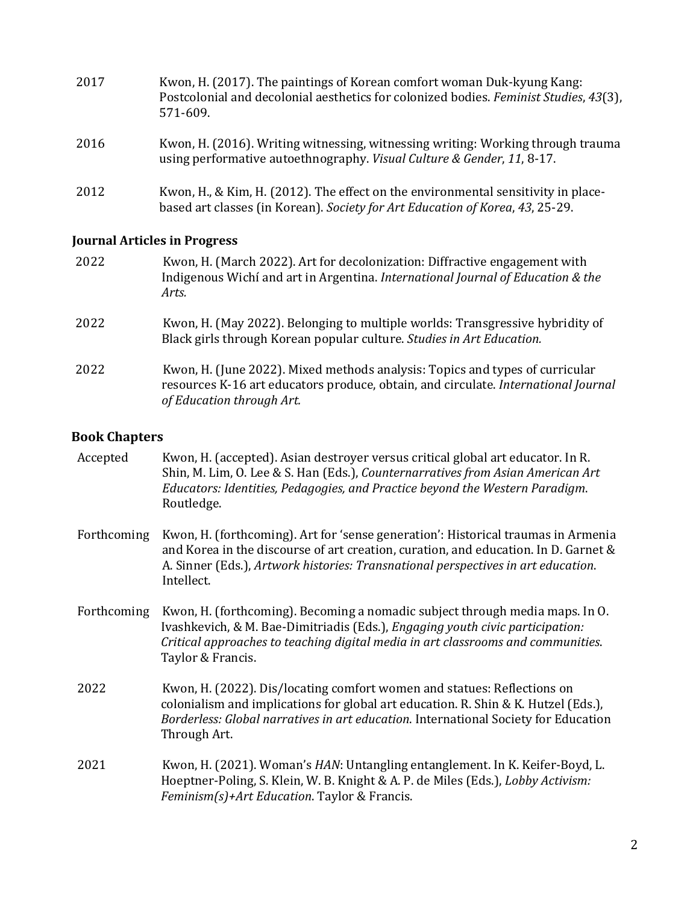2017 Kwon, H. (2017). The paintings of Korean comfort woman Duk-kyung Kang: Postcolonial and decolonial aesthetics for colonized bodies. *Feminist Studies*, *43*(3), 571-609.

2016 Kwon, H. (2016). Writing witnessing, witnessing writing: Working through trauma using performative autoethnography. *Visual Culture & Gender*, *11*, 8-17.

2012 Kwon, H., & Kim, H. (2012). The effect on the environmental sensitivity in place-based art classes (in Korean). *Society for Art Education of Korea*, *43*, 25-29.

## Journal Articles in Progress

2022 Kwon, H. (March 2022). Art for decolonization: Diffractive engagement with Indigenous Wichí and art in Argentina. *International Journal of Education & the Arts.*

2022 Kwon, H. (May 2022). Belonging to multiple worlds: Transgressive hybridity of Black girls through Korean popular culture. *Studies in Art Education.*

2022 Kwon, H. (June 2022). Mixed methods analysis: Topics and types of curricular resources K-16 art educators produce, obtain, and circulate. *International Journal of Education through Art.*

## Book Chapters

Accepted Kwon, H. (accepted). Asian destroyer versus critical global art educator. In R. Shin, M. Lim, O. Lee & S. Han (Eds.), *Counternarratives from Asian American Art Educators: Identities, Pedagogies, and Practice beyond the Western Paradigm*. Routledge.

Forthcoming Kwon, H. (forthcoming). Art for 'sense generation': Historical traumas in Armenia and Korea in the discourse of art creation, curation, and education. In D. Garnet & A. Sinner (Eds.), *Artwork histories: Transnational perspectives in art education*. Intellect.

Forthcoming Kwon, H. (forthcoming). Becoming a nomadic subject through media maps. In O. Ivashkevich, & M. Bae-Dimitriadis (Eds.), *Engaging youth civic participation: Critical approaches to teaching digital media in art classrooms and communities*. Taylor & Francis.

2022 Kwon, H. (2022). Dis/locating comfort women and statues: Reflections on colonialism and implications for global art education. R. Shin & K. Hutzel (Eds.), *Borderless: Global narratives in art education*. International Society for Education Through Art.

2021 Kwon, H. (2021). Woman's *HAN*: Untangling entanglement. In K. Keifer-Boyd, L. Hoeptner-Poling, S. Klein, W. B. Knight & A. P. de Miles (Eds.), *Lobby Activism: Feminism(s)+Art Education*. Taylor & Francis.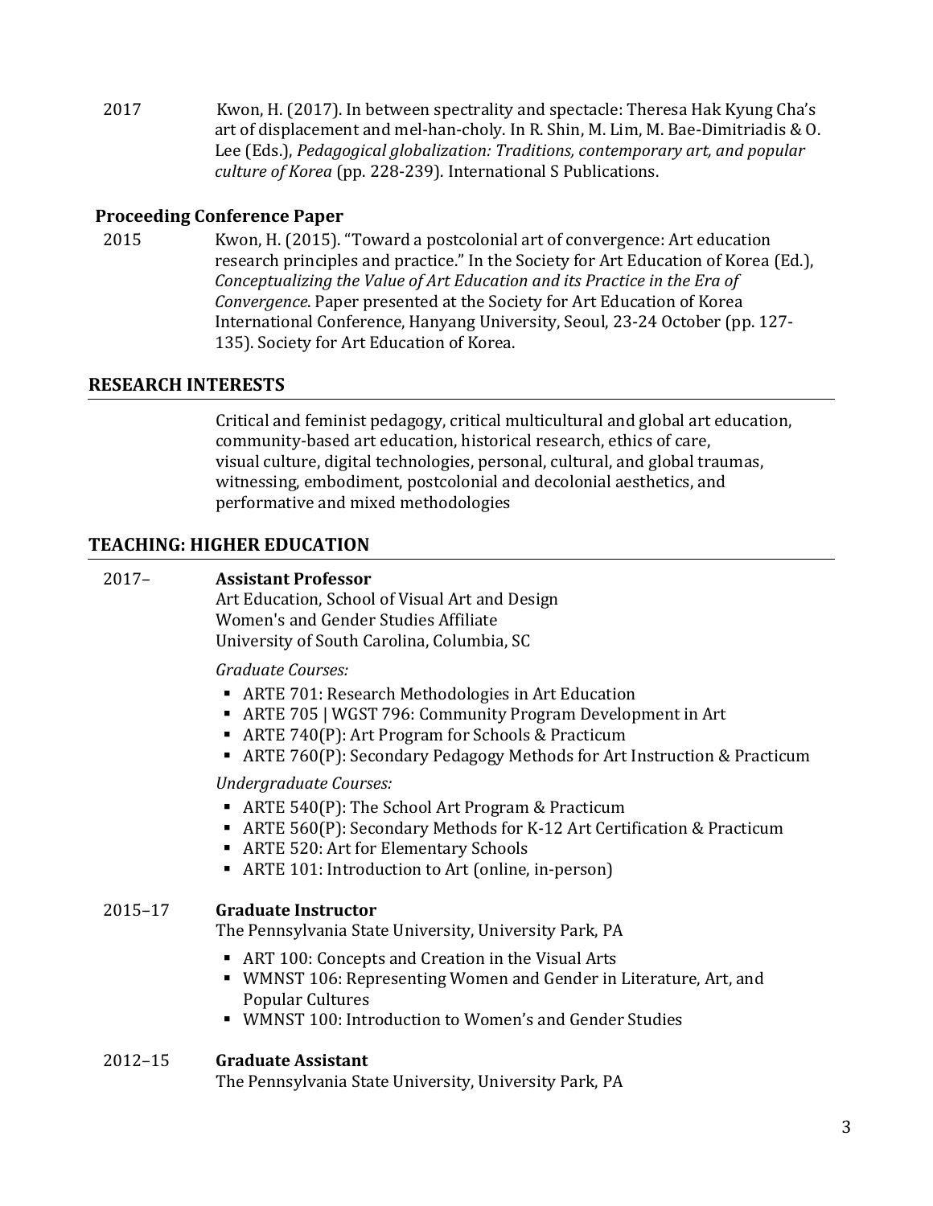2017 Kwon, H. (2017). In between spectrality and spectacle: Theresa Hak Kyung Cha's art of displacement and mel-han-choly. In R. Shin, M. Lim, M. Bae-Dimitriadis & O. Lee (Eds.), *Pedagogical globalization: Traditions, contemporary art, and popular culture of Korea* (pp. 228-239). International S Publications.

### Proceeding Conference Paper

2015 Kwon, H. (2015). "Toward a postcolonial art of convergence: Art education research principles and practice." In the Society for Art Education of Korea (Ed.), *Conceptualizing the Value of Art Education and its Practice in the Era of Convergence*. Paper presented at the Society for Art Education of Korea International Conference, Hanyang University, Seoul, 23-24 October (pp. 127-135). Society for Art Education of Korea.

## RESEARCH INTERESTS

Critical and feminist pedagogy, critical multicultural and global art education, community-based art education, historical research, ethics of care, visual culture, digital technologies, personal, cultural, and global traumas, witnessing, embodiment, postcolonial and decolonial aesthetics, and performative and mixed methodologies

## TEACHING: HIGHER EDUCATION

2017– **Assistant Professor**
Art Education, School of Visual Art and Design
Women's and Gender Studies Affiliate
University of South Carolina, Columbia, SC

*Graduate Courses:*

- ARTE 701: Research Methodologies in Art Education
- ARTE 705 | WGST 796: Community Program Development in Art
- ARTE 740(P): Art Program for Schools & Practicum
- ARTE 760(P): Secondary Pedagogy Methods for Art Instruction & Practicum

*Undergraduate Courses:*

- ARTE 540(P): The School Art Program & Practicum
- ARTE 560(P): Secondary Methods for K-12 Art Certification & Practicum
- ARTE 520: Art for Elementary Schools
- ARTE 101: Introduction to Art (online, in-person)

2015–17 **Graduate Instructor**
The Pennsylvania State University, University Park, PA

- ART 100: Concepts and Creation in the Visual Arts
- WMNST 106: Representing Women and Gender in Literature, Art, and Popular Cultures
- WMNST 100: Introduction to Women's and Gender Studies

2012–15 **Graduate Assistant**
The Pennsylvania State University, University Park, PA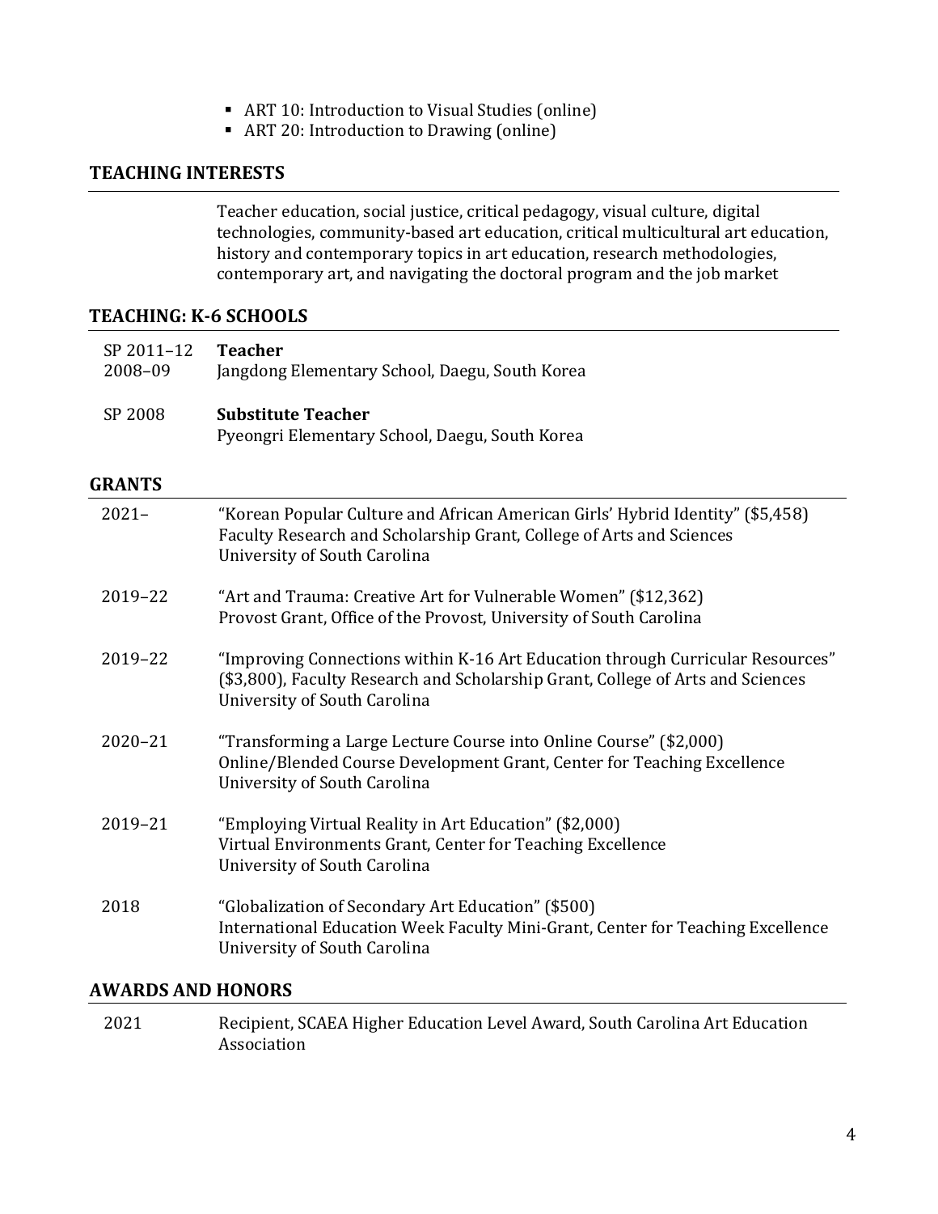- ART 10: Introduction to Visual Studies (online)
- ART 20: Introduction to Drawing (online)

## TEACHING INTERESTS

Teacher education, social justice, critical pedagogy, visual culture, digital technologies, community-based art education, critical multicultural art education, history and contemporary topics in art education, research methodologies, contemporary art, and navigating the doctoral program and the job market

## TEACHING: K-6 SCHOOLS

SP 2011–12
2008–09 **Teacher**
Jangdong Elementary School, Daegu, South Korea

SP 2008 **Substitute Teacher**
Pyeongri Elementary School, Daegu, South Korea

## GRANTS

2021– "Korean Popular Culture and African American Girls' Hybrid Identity" ($5,458)
Faculty Research and Scholarship Grant, College of Arts and Sciences
University of South Carolina

2019–22 "Art and Trauma: Creative Art for Vulnerable Women" ($12,362)
Provost Grant, Office of the Provost, University of South Carolina

2019–22 "Improving Connections within K-16 Art Education through Curricular Resources" ($3,800), Faculty Research and Scholarship Grant, College of Arts and Sciences
University of South Carolina

2020–21 "Transforming a Large Lecture Course into Online Course" ($2,000)
Online/Blended Course Development Grant, Center for Teaching Excellence
University of South Carolina

2019–21 "Employing Virtual Reality in Art Education" ($2,000)
Virtual Environments Grant, Center for Teaching Excellence
University of South Carolina

2018 "Globalization of Secondary Art Education" ($500)
International Education Week Faculty Mini-Grant, Center for Teaching Excellence
University of South Carolina

## AWARDS AND HONORS

2021 Recipient, SCAEA Higher Education Level Award, South Carolina Art Education Association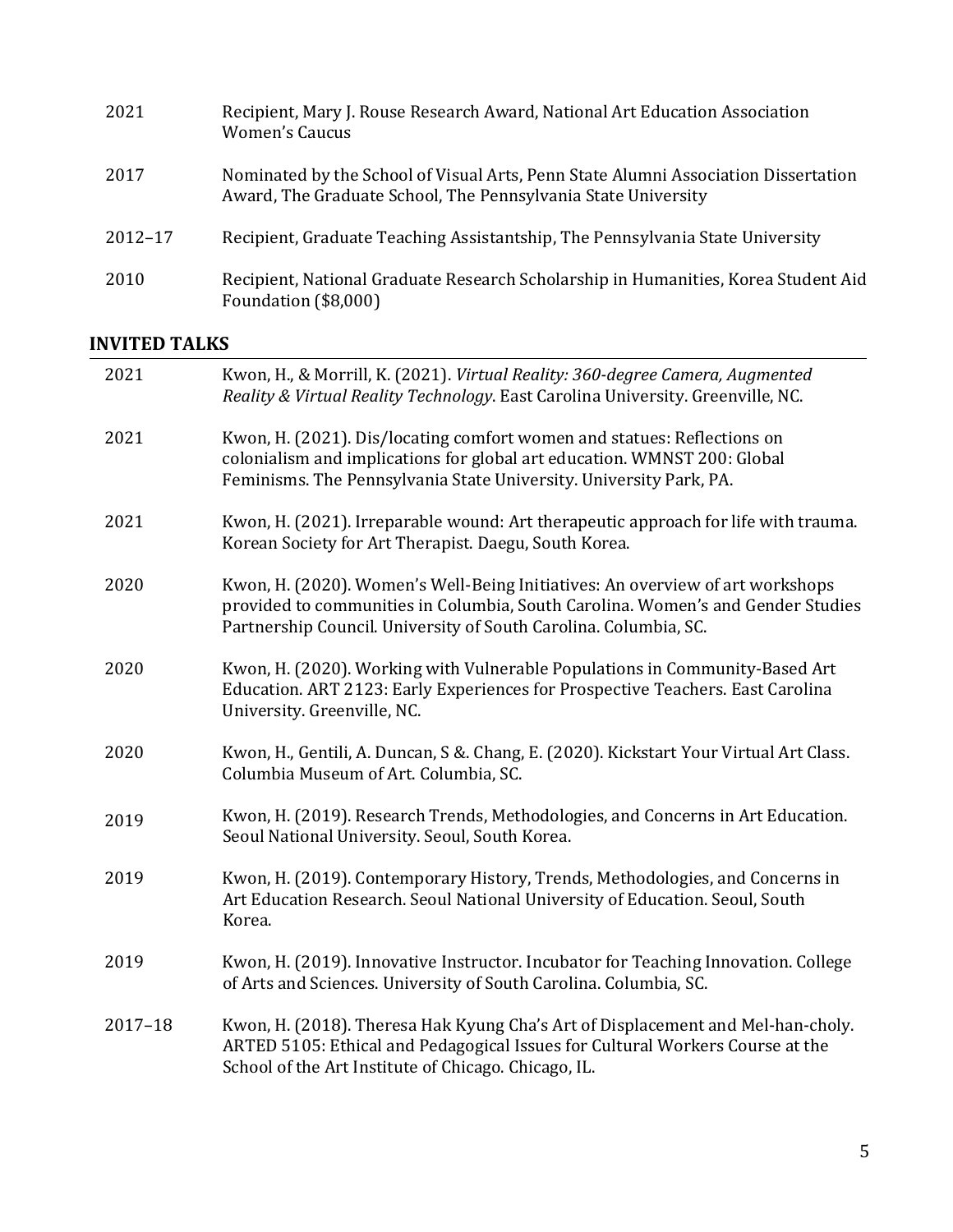| | |
|---|---|
| 2021 | Recipient, Mary J. Rouse Research Award, National Art Education Association Women's Caucus |
| 2017 | Nominated by the School of Visual Arts, Penn State Alumni Association Dissertation Award, The Graduate School, The Pennsylvania State University |
| 2012–17 | Recipient, Graduate Teaching Assistantship, The Pennsylvania State University |
| 2010 | Recipient, National Graduate Research Scholarship in Humanities, Korea Student Aid Foundation ($8,000) |

## INVITED TALKS

| | |
|---|---|
| 2021 | Kwon, H., & Morrill, K. (2021). *Virtual Reality: 360-degree Camera, Augmented Reality & Virtual Reality Technology*. East Carolina University. Greenville, NC. |
| 2021 | Kwon, H. (2021). Dis/locating comfort women and statues: Reflections on colonialism and implications for global art education. WMNST 200: Global Feminisms. The Pennsylvania State University. University Park, PA. |
| 2021 | Kwon, H. (2021). Irreparable wound: Art therapeutic approach for life with trauma. Korean Society for Art Therapist. Daegu, South Korea. |
| 2020 | Kwon, H. (2020). Women's Well-Being Initiatives: An overview of art workshops provided to communities in Columbia, South Carolina. Women's and Gender Studies Partnership Council. University of South Carolina. Columbia, SC. |
| 2020 | Kwon, H. (2020). Working with Vulnerable Populations in Community-Based Art Education. ART 2123: Early Experiences for Prospective Teachers. East Carolina University. Greenville, NC. |
| 2020 | Kwon, H., Gentili, A. Duncan, S &. Chang, E. (2020). Kickstart Your Virtual Art Class. Columbia Museum of Art. Columbia, SC. |
| 2019 | Kwon, H. (2019). Research Trends, Methodologies, and Concerns in Art Education. Seoul National University. Seoul, South Korea. |
| 2019 | Kwon, H. (2019). Contemporary History, Trends, Methodologies, and Concerns in Art Education Research. Seoul National University of Education. Seoul, South Korea. |
| 2019 | Kwon, H. (2019). Innovative Instructor. Incubator for Teaching Innovation. College of Arts and Sciences. University of South Carolina. Columbia, SC. |
| 2017–18 | Kwon, H. (2018). Theresa Hak Kyung Cha's Art of Displacement and Mel-han-choly. ARTED 5105: Ethical and Pedagogical Issues for Cultural Workers Course at the School of the Art Institute of Chicago. Chicago, IL. |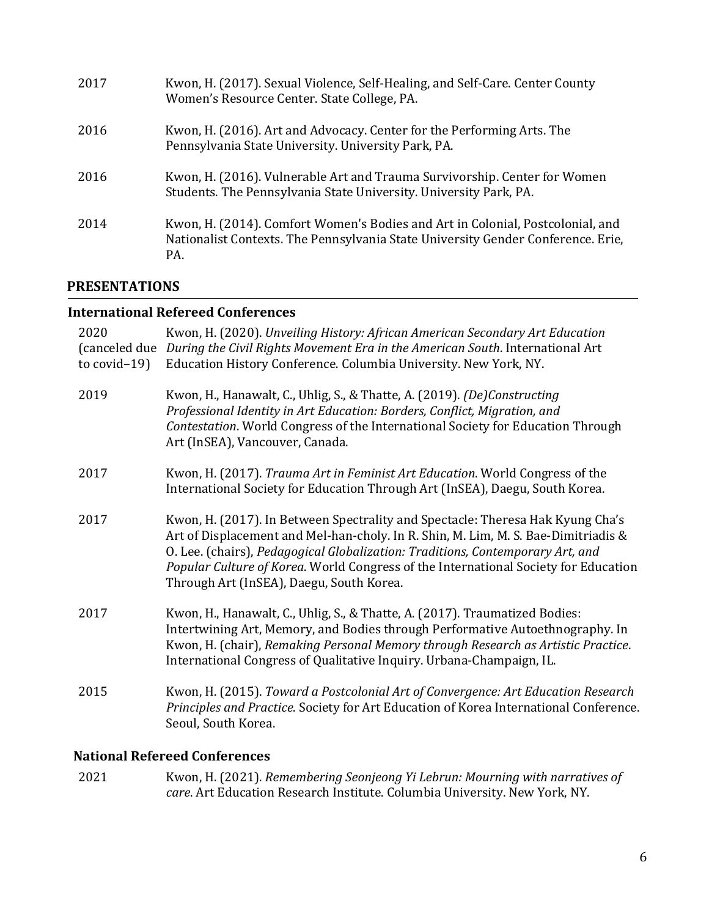2017 Kwon, H. (2017). Sexual Violence, Self-Healing, and Self-Care. Center County Women's Resource Center. State College, PA.

2016 Kwon, H. (2016). Art and Advocacy. Center for the Performing Arts. The Pennsylvania State University. University Park, PA.

2016 Kwon, H. (2016). Vulnerable Art and Trauma Survivorship. Center for Women Students. The Pennsylvania State University. University Park, PA.

2014 Kwon, H. (2014). Comfort Women's Bodies and Art in Colonial, Postcolonial, and Nationalist Contexts. The Pennsylvania State University Gender Conference. Erie, PA.

## PRESENTATIONS

### International Refereed Conferences

2020 (canceled due to covid–19) Kwon, H. (2020). *Unveiling History: African American Secondary Art Education During the Civil Rights Movement Era in the American South*. International Art Education History Conference. Columbia University. New York, NY.

2019 Kwon, H., Hanawalt, C., Uhlig, S., & Thatte, A. (2019). *(De)Constructing Professional Identity in Art Education: Borders, Conflict, Migration, and Contestation*. World Congress of the International Society for Education Through Art (InSEA), Vancouver, Canada.

2017 Kwon, H. (2017). *Trauma Art in Feminist Art Education*. World Congress of the International Society for Education Through Art (InSEA), Daegu, South Korea.

2017 Kwon, H. (2017). In Between Spectrality and Spectacle: Theresa Hak Kyung Cha's Art of Displacement and Mel-han-choly. In R. Shin, M. Lim, M. S. Bae-Dimitriadis & O. Lee. (chairs), *Pedagogical Globalization: Traditions, Contemporary Art, and Popular Culture of Korea*. World Congress of the International Society for Education Through Art (InSEA), Daegu, South Korea.

2017 Kwon, H., Hanawalt, C., Uhlig, S., & Thatte, A. (2017). Traumatized Bodies: Intertwining Art, Memory, and Bodies through Performative Autoethnography. In Kwon, H. (chair), *Remaking Personal Memory through Research as Artistic Practice*. International Congress of Qualitative Inquiry. Urbana-Champaign, IL.

2015 Kwon, H. (2015). *Toward a Postcolonial Art of Convergence: Art Education Research Principles and Practice*. Society for Art Education of Korea International Conference. Seoul, South Korea.

### National Refereed Conferences

2021 Kwon, H. (2021). *Remembering Seonjeong Yi Lebrun: Mourning with narratives of care*. Art Education Research Institute. Columbia University. New York, NY.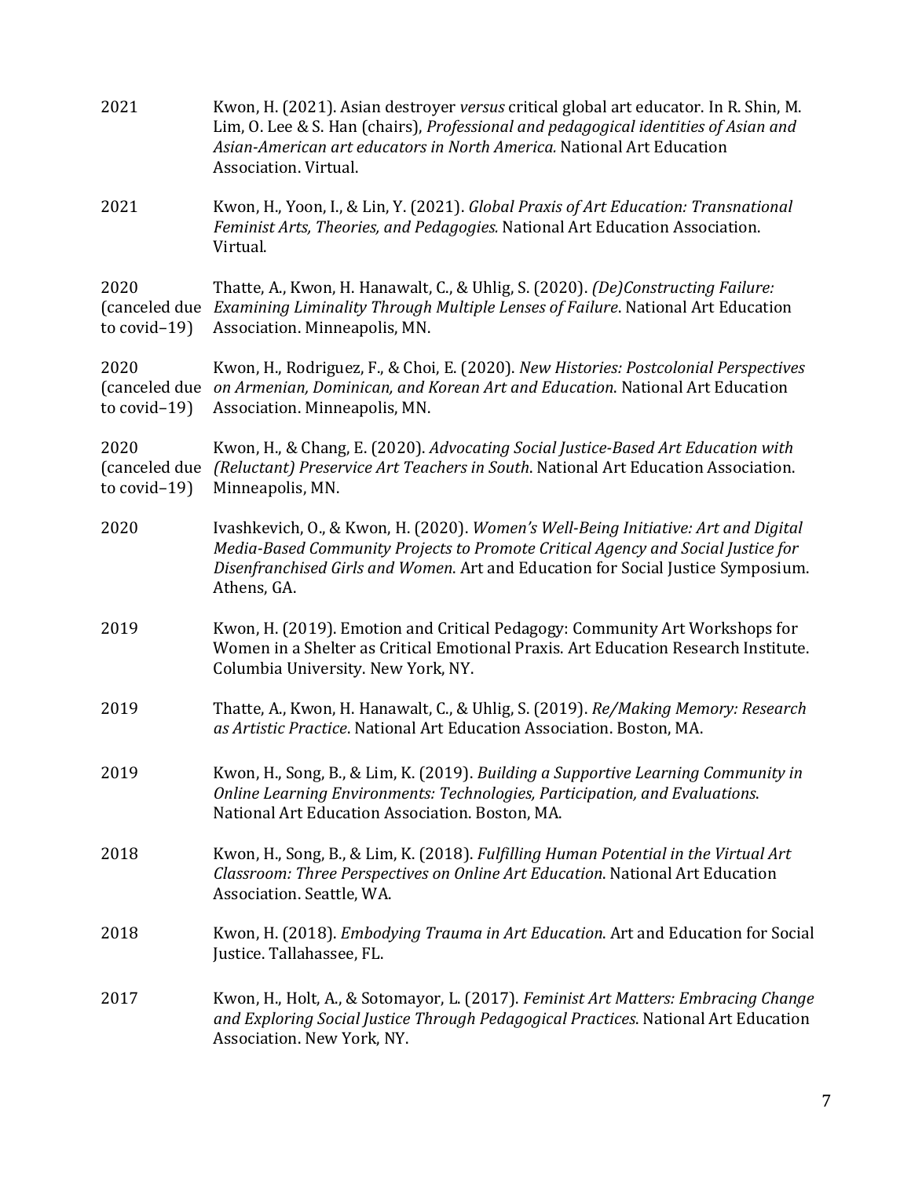2021 Kwon, H. (2021). Asian destroyer *versus* critical global art educator. In R. Shin, M. Lim, O. Lee & S. Han (chairs), *Professional and pedagogical identities of Asian and Asian-American art educators in North America.* National Art Education Association. Virtual.

2021 Kwon, H., Yoon, I., & Lin, Y. (2021). *Global Praxis of Art Education: Transnational Feminist Arts, Theories, and Pedagogies.* National Art Education Association. Virtual.

2020 (canceled due to covid–19) Thatte, A., Kwon, H. Hanawalt, C., & Uhlig, S. (2020). *(De)Constructing Failure: Examining Liminality Through Multiple Lenses of Failure*. National Art Education Association. Minneapolis, MN.

2020 (canceled due to covid–19) Kwon, H., Rodriguez, F., & Choi, E. (2020). *New Histories: Postcolonial Perspectives on Armenian, Dominican, and Korean Art and Education*. National Art Education Association. Minneapolis, MN.

2020 (canceled due to covid–19) Kwon, H., & Chang, E. (2020). *Advocating Social Justice-Based Art Education with (Reluctant) Preservice Art Teachers in South*. National Art Education Association. Minneapolis, MN.

2020 Ivashkevich, O., & Kwon, H. (2020). *Women's Well-Being Initiative: Art and Digital Media-Based Community Projects to Promote Critical Agency and Social Justice for Disenfranchised Girls and Women*. Art and Education for Social Justice Symposium. Athens, GA.

2019 Kwon, H. (2019). Emotion and Critical Pedagogy: Community Art Workshops for Women in a Shelter as Critical Emotional Praxis. Art Education Research Institute. Columbia University. New York, NY.

2019 Thatte, A., Kwon, H. Hanawalt, C., & Uhlig, S. (2019). *Re/Making Memory: Research as Artistic Practice*. National Art Education Association. Boston, MA.

2019 Kwon, H., Song, B., & Lim, K. (2019). *Building a Supportive Learning Community in Online Learning Environments: Technologies, Participation, and Evaluations*. National Art Education Association. Boston, MA.

2018 Kwon, H., Song, B., & Lim, K. (2018). *Fulfilling Human Potential in the Virtual Art Classroom: Three Perspectives on Online Art Education*. National Art Education Association. Seattle, WA.

2018 Kwon, H. (2018). *Embodying Trauma in Art Education*. Art and Education for Social Justice. Tallahassee, FL.

2017 Kwon, H., Holt, A., & Sotomayor, L. (2017). *Feminist Art Matters: Embracing Change and Exploring Social Justice Through Pedagogical Practices*. National Art Education Association. New York, NY.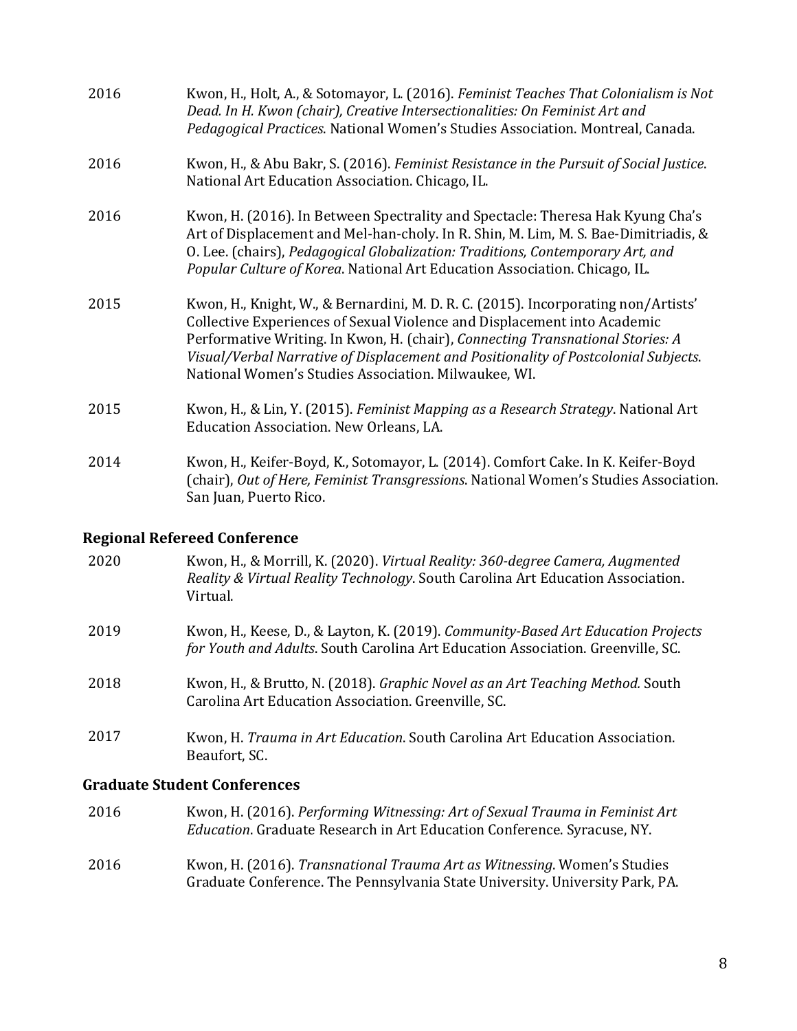2016 Kwon, H., Holt, A., & Sotomayor, L. (2016). *Feminist Teaches That Colonialism is Not Dead. In H. Kwon (chair), Creative Intersectionalities: On Feminist Art and Pedagogical Practices*. National Women's Studies Association. Montreal, Canada.

2016 Kwon, H., & Abu Bakr, S. (2016). *Feminist Resistance in the Pursuit of Social Justice*. National Art Education Association. Chicago, IL.

2016 Kwon, H. (2016). In Between Spectrality and Spectacle: Theresa Hak Kyung Cha's Art of Displacement and Mel-han-choly. In R. Shin, M. Lim, M. S. Bae-Dimitriadis, & O. Lee. (chairs), *Pedagogical Globalization: Traditions, Contemporary Art, and Popular Culture of Korea*. National Art Education Association. Chicago, IL.

2015 Kwon, H., Knight, W., & Bernardini, M. D. R. C. (2015). Incorporating non/Artists' Collective Experiences of Sexual Violence and Displacement into Academic Performative Writing. In Kwon, H. (chair), *Connecting Transnational Stories: A Visual/Verbal Narrative of Displacement and Positionality of Postcolonial Subjects*. National Women's Studies Association. Milwaukee, WI.

2015 Kwon, H., & Lin, Y. (2015). *Feminist Mapping as a Research Strategy*. National Art Education Association. New Orleans, LA.

2014 Kwon, H., Keifer-Boyd, K., Sotomayor, L. (2014). Comfort Cake. In K. Keifer-Boyd (chair), *Out of Here, Feminist Transgressions*. National Women's Studies Association. San Juan, Puerto Rico.

### Regional Refereed Conference

2020 Kwon, H., & Morrill, K. (2020). *Virtual Reality: 360-degree Camera, Augmented Reality & Virtual Reality Technology*. South Carolina Art Education Association. Virtual.

2019 Kwon, H., Keese, D., & Layton, K. (2019). *Community-Based Art Education Projects for Youth and Adults*. South Carolina Art Education Association. Greenville, SC.

2018 Kwon, H., & Brutto, N. (2018). *Graphic Novel as an Art Teaching Method.* South Carolina Art Education Association. Greenville, SC.

2017 Kwon, H. *Trauma in Art Education*. South Carolina Art Education Association. Beaufort, SC.

### Graduate Student Conferences

2016 Kwon, H. (2016). *Performing Witnessing: Art of Sexual Trauma in Feminist Art Education*. Graduate Research in Art Education Conference. Syracuse, NY.

2016 Kwon, H. (2016). *Transnational Trauma Art as Witnessing*. Women's Studies Graduate Conference. The Pennsylvania State University. University Park, PA.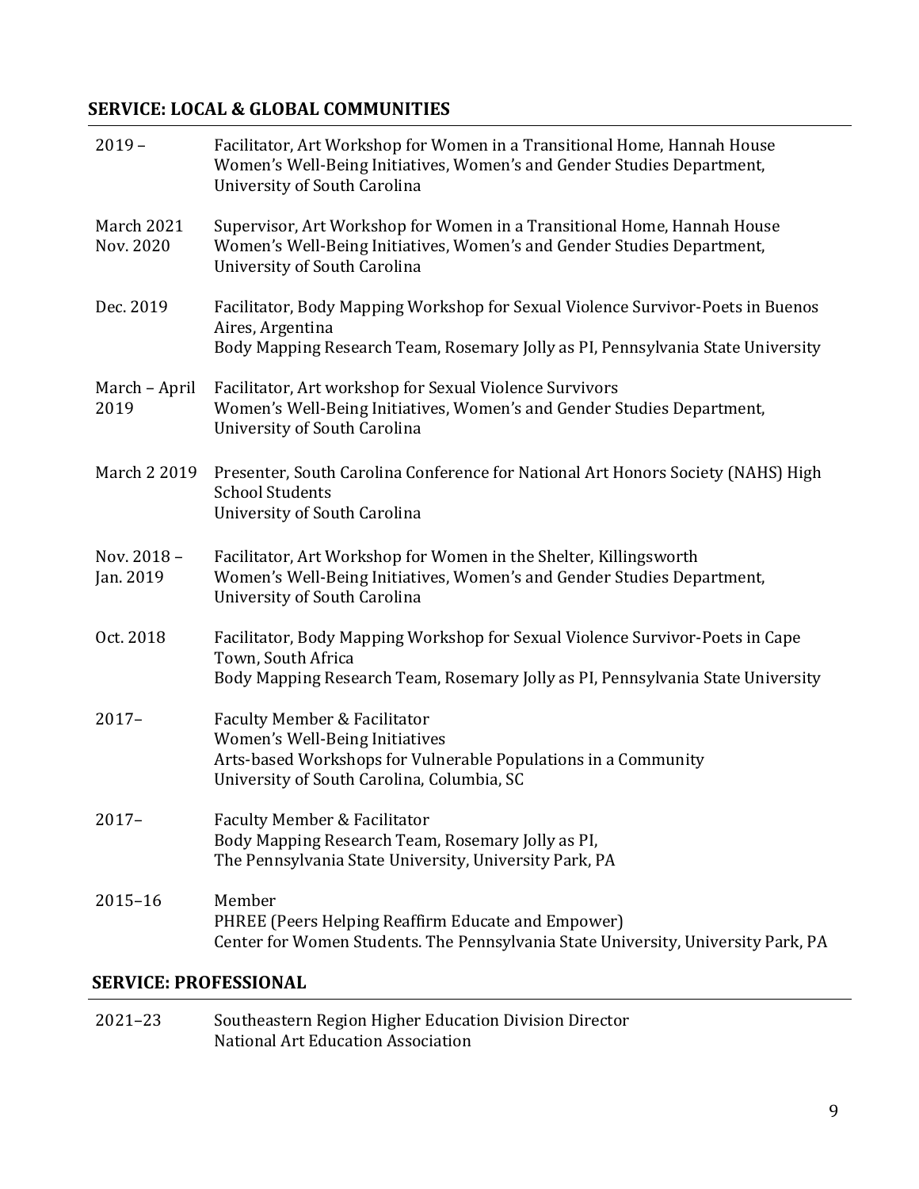## SERVICE: LOCAL & GLOBAL COMMUNITIES

2019 – Facilitator, Art Workshop for Women in a Transitional Home, Hannah House
Women's Well-Being Initiatives, Women's and Gender Studies Department, University of South Carolina

March 2021
Nov. 2020 Supervisor, Art Workshop for Women in a Transitional Home, Hannah House
Women's Well-Being Initiatives, Women's and Gender Studies Department, University of South Carolina

Dec. 2019 Facilitator, Body Mapping Workshop for Sexual Violence Survivor-Poets in Buenos Aires, Argentina
Body Mapping Research Team, Rosemary Jolly as PI, Pennsylvania State University

March – April 2019 Facilitator, Art workshop for Sexual Violence Survivors
Women's Well-Being Initiatives, Women's and Gender Studies Department, University of South Carolina

March 2 2019 Presenter, South Carolina Conference for National Art Honors Society (NAHS) High School Students
University of South Carolina

Nov. 2018 – Jan. 2019 Facilitator, Art Workshop for Women in the Shelter, Killingsworth
Women's Well-Being Initiatives, Women's and Gender Studies Department, University of South Carolina

Oct. 2018 Facilitator, Body Mapping Workshop for Sexual Violence Survivor-Poets in Cape Town, South Africa
Body Mapping Research Team, Rosemary Jolly as PI, Pennsylvania State University

2017– Faculty Member & Facilitator
Women's Well-Being Initiatives
Arts-based Workshops for Vulnerable Populations in a Community
University of South Carolina, Columbia, SC

2017– Faculty Member & Facilitator
Body Mapping Research Team, Rosemary Jolly as PI,
The Pennsylvania State University, University Park, PA

2015–16 Member
PHREE (Peers Helping Reaffirm Educate and Empower)
Center for Women Students. The Pennsylvania State University, University Park, PA

## SERVICE: PROFESSIONAL

2021–23 Southeastern Region Higher Education Division Director
National Art Education Association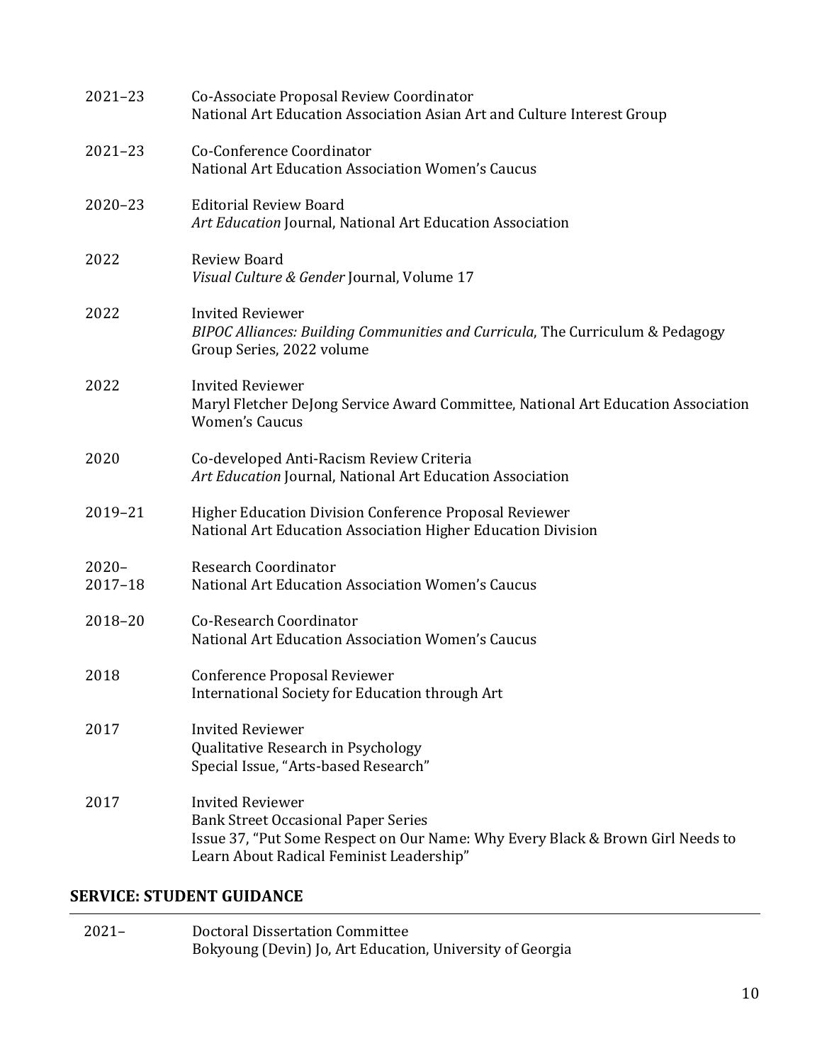2021–23 Co-Associate Proposal Review Coordinator
National Art Education Association Asian Art and Culture Interest Group

2021–23 Co-Conference Coordinator
National Art Education Association Women's Caucus

2020–23 Editorial Review Board
*Art Education* Journal, National Art Education Association

2022 Review Board
*Visual Culture & Gender* Journal, Volume 17

2022 Invited Reviewer
*BIPOC Alliances: Building Communities and Curricula*, The Curriculum & Pedagogy Group Series, 2022 volume

2022 Invited Reviewer
Maryl Fletcher DeJong Service Award Committee, National Art Education Association Women's Caucus

2020 Co-developed Anti-Racism Review Criteria
*Art Education* Journal, National Art Education Association

2019–21 Higher Education Division Conference Proposal Reviewer
National Art Education Association Higher Education Division

2020–
2017–18 Research Coordinator
National Art Education Association Women's Caucus

2018–20 Co-Research Coordinator
National Art Education Association Women's Caucus

2018 Conference Proposal Reviewer
International Society for Education through Art

2017 Invited Reviewer
Qualitative Research in Psychology
Special Issue, "Arts-based Research"

2017 Invited Reviewer
Bank Street Occasional Paper Series
Issue 37, "Put Some Respect on Our Name: Why Every Black & Brown Girl Needs to Learn About Radical Feminist Leadership"

## SERVICE: STUDENT GUIDANCE

2021– Doctoral Dissertation Committee
Bokyoung (Devin) Jo, Art Education, University of Georgia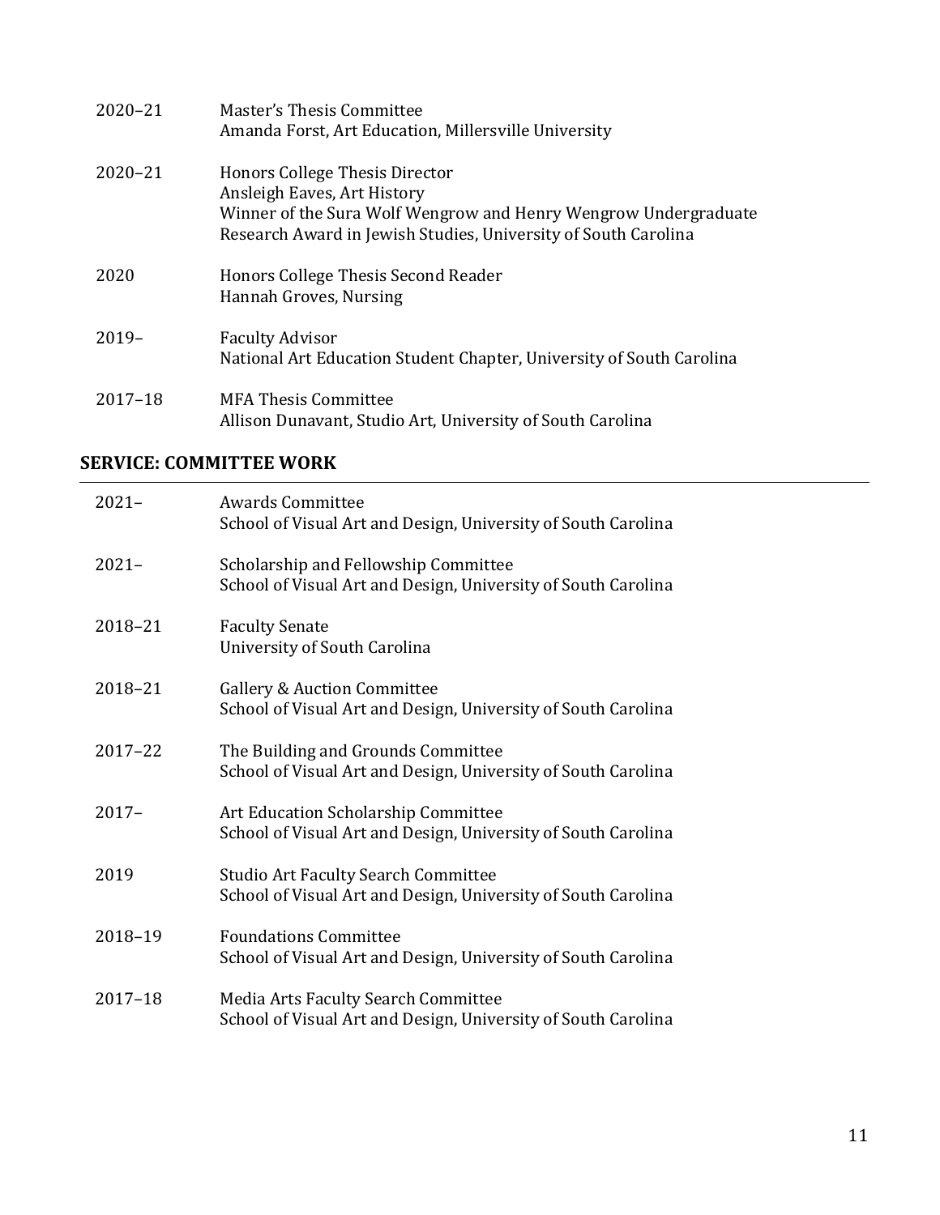2020–21 Master's Thesis Committee
Amanda Forst, Art Education, Millersville University

2020–21 Honors College Thesis Director
Ansleigh Eaves, Art History
Winner of the Sura Wolf Wengrow and Henry Wengrow Undergraduate Research Award in Jewish Studies, University of South Carolina

2020 Honors College Thesis Second Reader
Hannah Groves, Nursing

2019– Faculty Advisor
National Art Education Student Chapter, University of South Carolina

2017–18 MFA Thesis Committee
Allison Dunavant, Studio Art, University of South Carolina

## SERVICE: COMMITTEE WORK

2021– Awards Committee
School of Visual Art and Design, University of South Carolina

2021– Scholarship and Fellowship Committee
School of Visual Art and Design, University of South Carolina

2018–21 Faculty Senate
University of South Carolina

2018–21 Gallery & Auction Committee
School of Visual Art and Design, University of South Carolina

2017–22 The Building and Grounds Committee
School of Visual Art and Design, University of South Carolina

2017– Art Education Scholarship Committee
School of Visual Art and Design, University of South Carolina

2019 Studio Art Faculty Search Committee
School of Visual Art and Design, University of South Carolina

2018–19 Foundations Committee
School of Visual Art and Design, University of South Carolina

2017–18 Media Arts Faculty Search Committee
School of Visual Art and Design, University of South Carolina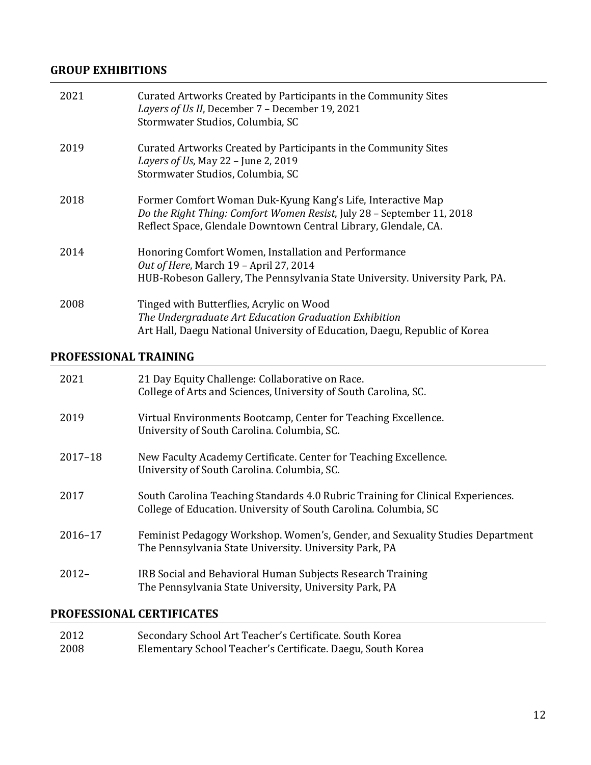## GROUP EXHIBITIONS

2021 Curated Artworks Created by Participants in the Community Sites
*Layers of Us II*, December 7 – December 19, 2021
Stormwater Studios, Columbia, SC

2019 Curated Artworks Created by Participants in the Community Sites
*Layers of Us*, May 22 – June 2, 2019
Stormwater Studios, Columbia, SC

2018 Former Comfort Woman Duk-Kyung Kang's Life, Interactive Map
*Do the Right Thing: Comfort Women Resist*, July 28 – September 11, 2018
Reflect Space, Glendale Downtown Central Library, Glendale, CA.

2014 Honoring Comfort Women, Installation and Performance
*Out of Here*, March 19 – April 27, 2014
HUB-Robeson Gallery, The Pennsylvania State University. University Park, PA.

2008 Tinged with Butterflies, Acrylic on Wood
*The Undergraduate Art Education Graduation Exhibition*
Art Hall, Daegu National University of Education, Daegu, Republic of Korea

## PROFESSIONAL TRAINING

2021 21 Day Equity Challenge: Collaborative on Race.
College of Arts and Sciences, University of South Carolina, SC.

2019 Virtual Environments Bootcamp, Center for Teaching Excellence.
University of South Carolina. Columbia, SC.

2017–18 New Faculty Academy Certificate. Center for Teaching Excellence.
University of South Carolina. Columbia, SC.

2017 South Carolina Teaching Standards 4.0 Rubric Training for Clinical Experiences.
College of Education. University of South Carolina. Columbia, SC

2016–17 Feminist Pedagogy Workshop. Women's, Gender, and Sexuality Studies Department
The Pennsylvania State University. University Park, PA

2012– IRB Social and Behavioral Human Subjects Research Training
The Pennsylvania State University, University Park, PA

## PROFESSIONAL CERTIFICATES

2012 Secondary School Art Teacher's Certificate. South Korea
2008 Elementary School Teacher's Certificate. Daegu, South Korea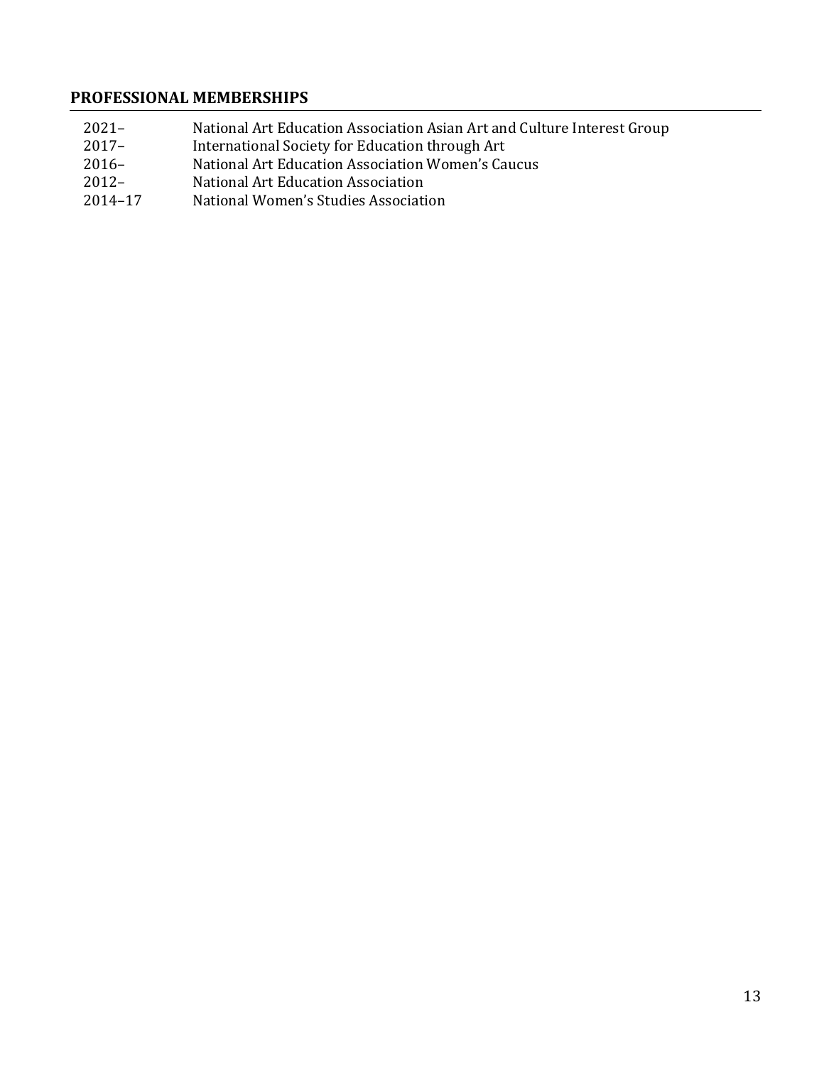## PROFESSIONAL MEMBERSHIPS

| | |
|---|---|
| 2021– | National Art Education Association Asian Art and Culture Interest Group |
| 2017– | International Society for Education through Art |
| 2016– | National Art Education Association Women's Caucus |
| 2012– | National Art Education Association |
| 2014–17 | National Women's Studies Association |